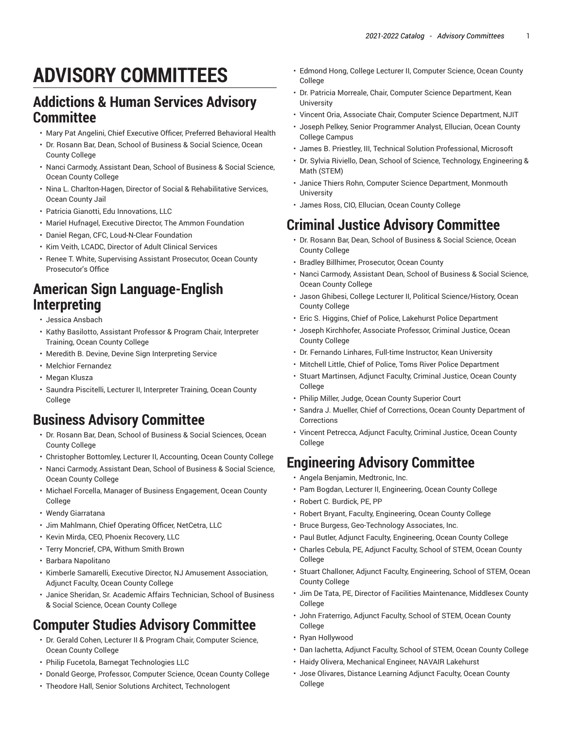# ADVISORY COMMITTEES

## Addictions & Human Services Advisory Committee

- Mary Pat Angelini, Chief Executive Officer, Preferred Behavioral Health
- Dr. Rosann Bar, Dean, School of Business & Social Science, Ocean County College
- Nanci Carmody, Assistant Dean, School of Business & Social Science, Ocean County College
- Nina L. Charlton-Hagen, Director of Social & Rehabilitative Services, Ocean County Jail
- Patricia Gianotti, Edu Innovations, LLC
- Mariel Hufnagel, Executive Director, The Ammon Foundation
- Daniel Regan, CFC, Loud-N-Clear Foundation
- Kim Veith, LCADC, Director of Adult Clinical Services
- Renee T. White, Supervising Assistant Prosecutor, Ocean County Prosecutor's Office

## American Sign Language-English Interpreting

- Jessica Ansbach
- Kathy Basilotto, Assistant Professor & Program Chair, Interpreter Training, Ocean County College
- Meredith B. Devine, Devine Sign Interpreting Service
- Melchior Fernandez
- Megan Klusza
- Saundra Piscitelli, Lecturer II, Interpreter Training, Ocean County College

## Business Advisory Committee

- Dr. Rosann Bar, Dean, School of Business & Social Sciences, Ocean County College
- Christopher Bottomley, Lecturer II, Accounting, Ocean County College
- Nanci Carmody, Assistant Dean, School of Business & Social Science, Ocean County College
- Michael Forcella, Manager of Business Engagement, Ocean County College
- Wendy Giarratana
- Jim Mahlmann, Chief Operating Officer, NetCetra, LLC
- Kevin Mirda, CEO, Phoenix Recovery, LLC
- Terry Moncrief, CPA, Withum Smith Brown
- Barbara Napolitano
- Kimberle Samarelli, Executive Director, NJ Amusement Association, Adjunct Faculty, Ocean County College
- Janice Sheridan, Sr. Academic Affairs Technician, School of Business & Social Science, Ocean County College

## Computer Studies Advisory Committee

- Dr. Gerald Cohen, Lecturer II & Program Chair, Computer Science, Ocean County College
- Philip Fucetola, Barnegat Technologies LLC
- Donald George, Professor, Computer Science, Ocean County College
- Theodore Hall, Senior Solutions Architect, Technologent
- Edmond Hong, College Lecturer II, Computer Science, Ocean County College
- Dr. Patricia Morreale, Chair, Computer Science Department, Kean University
- Vincent Oria, Associate Chair, Computer Science Department, NJIT
- Joseph Pelkey, Senior Programmer Analyst, Ellucian, Ocean County College Campus
- James B. Priestley, III, Technical Solution Professional, Microsoft
- Dr. Sylvia Riviello, Dean, School of Science, Technology, Engineering & Math (STEM)
- Janice Thiers Rohn, Computer Science Department, Monmouth University
- James Ross, CIO, Ellucian, Ocean County College

## Criminal Justice Advisory Committee

- Dr. Rosann Bar, Dean, School of Business & Social Science, Ocean County College
- Bradley Billhimer, Prosecutor, Ocean County
- Nanci Carmody, Assistant Dean, School of Business & Social Science, Ocean County College
- Jason Ghibesi, College Lecturer II, Political Science/History, Ocean County College
- Eric S. Higgins, Chief of Police, Lakehurst Police Department
- Joseph Kirchhofer, Associate Professor, Criminal Justice, Ocean County College
- Dr. Fernando Linhares, Full-time Instructor, Kean University
- Mitchell Little, Chief of Police, Toms River Police Department
- Stuart Martinsen, Adjunct Faculty, Criminal Justice, Ocean County College
- Philip Miller, Judge, Ocean County Superior Court
- Sandra J. Mueller, Chief of Corrections, Ocean County Department of Corrections
- Vincent Petrecca, Adjunct Faculty, Criminal Justice, Ocean County College

## Engineering Advisory Committee

- Angela Benjamin, Medtronic, Inc.
- Pam Bogdan, Lecturer II, Engineering, Ocean County College
- Robert C. Burdick, PE, PP
- Robert Bryant, Faculty, Engineering, Ocean County College
- Bruce Burgess, Geo-Technology Associates, Inc.
- Paul Butler, Adjunct Faculty, Engineering, Ocean County College
- Charles Cebula, PE, Adjunct Faculty, School of STEM, Ocean County College
- Stuart Challoner, Adjunct Faculty, Engineering, School of STEM, Ocean County College
- Jim De Tata, PE, Director of Facilities Maintenance, Middlesex County College
- John Fraterrigo, Adjunct Faculty, School of STEM, Ocean County College
- Ryan Hollywood
- Dan Iachetta, Adjunct Faculty, School of STEM, Ocean County College
- Haidy Olivera, Mechanical Engineer, NAVAIR Lakehurst
- Jose Olivares, Distance Learning Adjunct Faculty, Ocean County College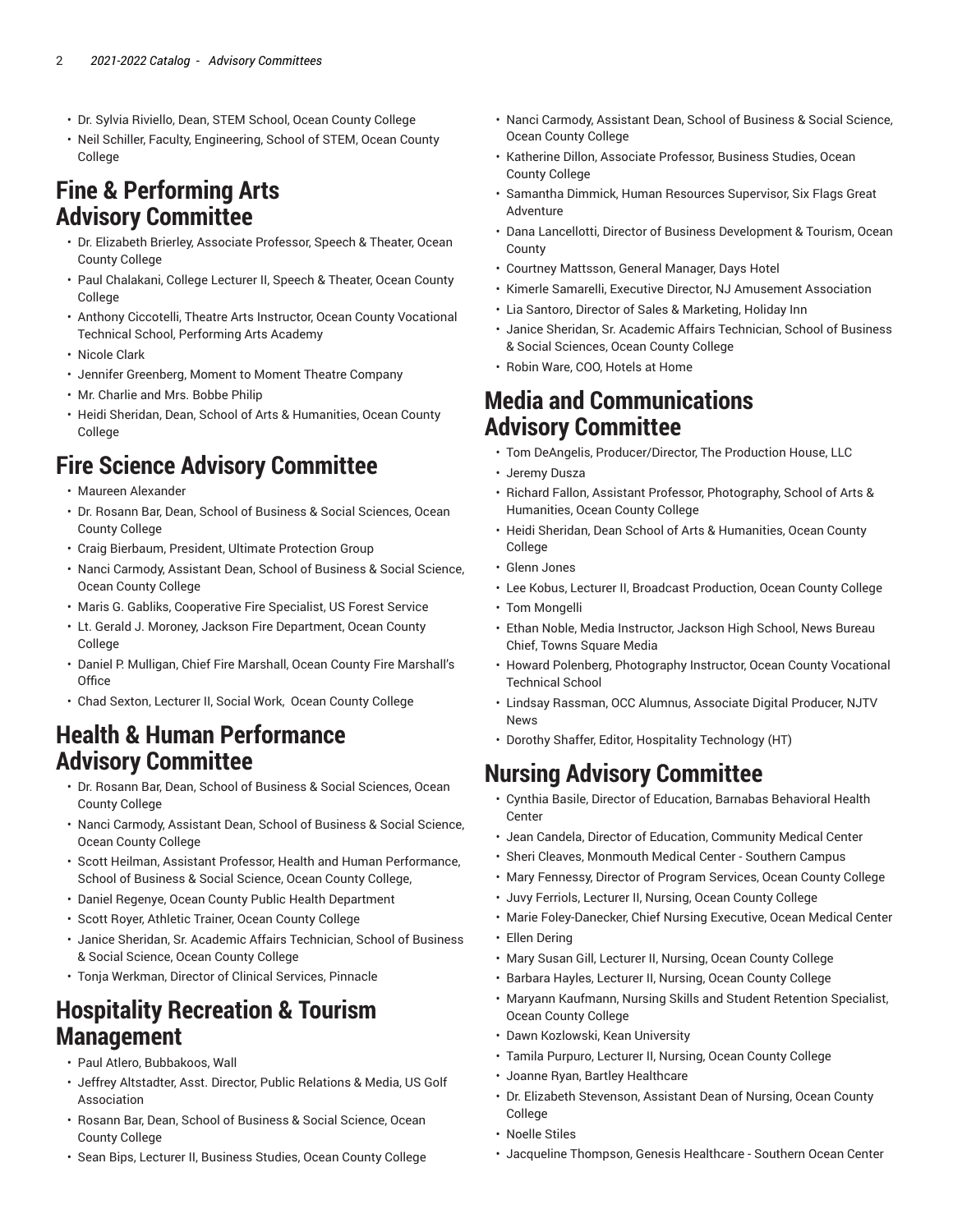- Dr. Sylvia Riviello, Dean, STEM School, Ocean County College
- Neil Schiller, Faculty, Engineering, School of STEM, Ocean County College

## Fine & Performing Arts Advisory Committee

- Dr. Elizabeth Brierley, Associate Professor, Speech & Theater, Ocean County College
- Paul Chalakani, College Lecturer II, Speech & Theater, Ocean County College
- Anthony Ciccotelli, Theatre Arts Instructor, Ocean County Vocational Technical School, Performing Arts Academy
- Nicole Clark
- Jennifer Greenberg, Moment to Moment Theatre Company
- Mr. Charlie and Mrs. Bobbe Philip
- Heidi Sheridan, Dean, School of Arts & Humanities, Ocean County College

## Fire Science Advisory Committee

- Maureen Alexander
- Dr. Rosann Bar, Dean, School of Business & Social Sciences, Ocean County College
- Craig Bierbaum, President, Ultimate Protection Group
- Nanci Carmody, Assistant Dean, School of Business & Social Science, Ocean County College
- Maris G. Gabliks, Cooperative Fire Specialist, US Forest Service
- Lt. Gerald J. Moroney, Jackson Fire Department, Ocean County College
- Daniel P. Mulligan, Chief Fire Marshall, Ocean County Fire Marshall's Office
- Chad Sexton, Lecturer II, Social Work, Ocean County College

## Health & Human Performance Advisory Committee

- Dr. Rosann Bar, Dean, School of Business & Social Sciences, Ocean County College
- Nanci Carmody, Assistant Dean, School of Business & Social Science, Ocean County College
- Scott Heilman, Assistant Professor, Health and Human Performance, School of Business & Social Science, Ocean County College,
- Daniel Regenye, Ocean County Public Health Department
- Scott Royer, Athletic Trainer, Ocean County College
- Janice Sheridan, Sr. Academic Affairs Technician, School of Business & Social Science, Ocean County College
- Tonja Werkman, Director of Clinical Services, Pinnacle

## Hospitality Recreation & Tourism Management

- Paul Atlero, Bubbakoos, Wall
- Jeffrey Altstadter, Asst. Director, Public Relations & Media, US Golf Association
- Rosann Bar, Dean, School of Business & Social Science, Ocean County College
- Sean Bips, Lecturer II, Business Studies, Ocean County College
- Nanci Carmody, Assistant Dean, School of Business & Social Science, Ocean County College
- Katherine Dillon, Associate Professor, Business Studies, Ocean County College
- Samantha Dimmick, Human Resources Supervisor, Six Flags Great Adventure
- Dana Lancellotti, Director of Business Development & Tourism, Ocean County
- Courtney Mattsson, General Manager, Days Hotel
- Kimerle Samarelli, Executive Director, NJ Amusement Association
- Lia Santoro, Director of Sales & Marketing, Holiday Inn
- Janice Sheridan, Sr. Academic Affairs Technician, School of Business & Social Sciences, Ocean County College
- Robin Ware, COO, Hotels at Home

## Media and Communications Advisory Committee

- Tom DeAngelis, Producer/Director, The Production House, LLC
- Jeremy Dusza
- Richard Fallon, Assistant Professor, Photography, School of Arts & Humanities, Ocean County College
- Heidi Sheridan, Dean School of Arts & Humanities, Ocean County College
- Glenn Jones
- Lee Kobus, Lecturer II, Broadcast Production, Ocean County College
- Tom Mongelli
- Ethan Noble, Media Instructor, Jackson High School, News Bureau Chief, Towns Square Media
- Howard Polenberg, Photography Instructor, Ocean County Vocational Technical School
- Lindsay Rassman, OCC Alumnus, Associate Digital Producer, NJTV News
- Dorothy Shaffer, Editor, Hospitality Technology (HT)

## Nursing Advisory Committee

- Cynthia Basile, Director of Education, Barnabas Behavioral Health Center
- Jean Candela, Director of Education, Community Medical Center
- Sheri Cleaves, Monmouth Medical Center - Southern Campus
- Mary Fennessy, Director of Program Services, Ocean County College
- Juvy Ferriols, Lecturer II, Nursing, Ocean County College
- Marie Foley-Danecker, Chief Nursing Executive, Ocean Medical Center
- Ellen Dering
- Mary Susan Gill, Lecturer II, Nursing, Ocean County College
- Barbara Hayles, Lecturer II, Nursing, Ocean County College
- Maryann Kaufmann, Nursing Skills and Student Retention Specialist, Ocean County College
- Dawn Kozlowski, Kean University
- Tamila Purpuro, Lecturer II, Nursing, Ocean County College
- Joanne Ryan, Bartley Healthcare
- Dr. Elizabeth Stevenson, Assistant Dean of Nursing, Ocean County College
- Noelle Stiles
- Jacqueline Thompson, Genesis Healthcare - Southern Ocean Center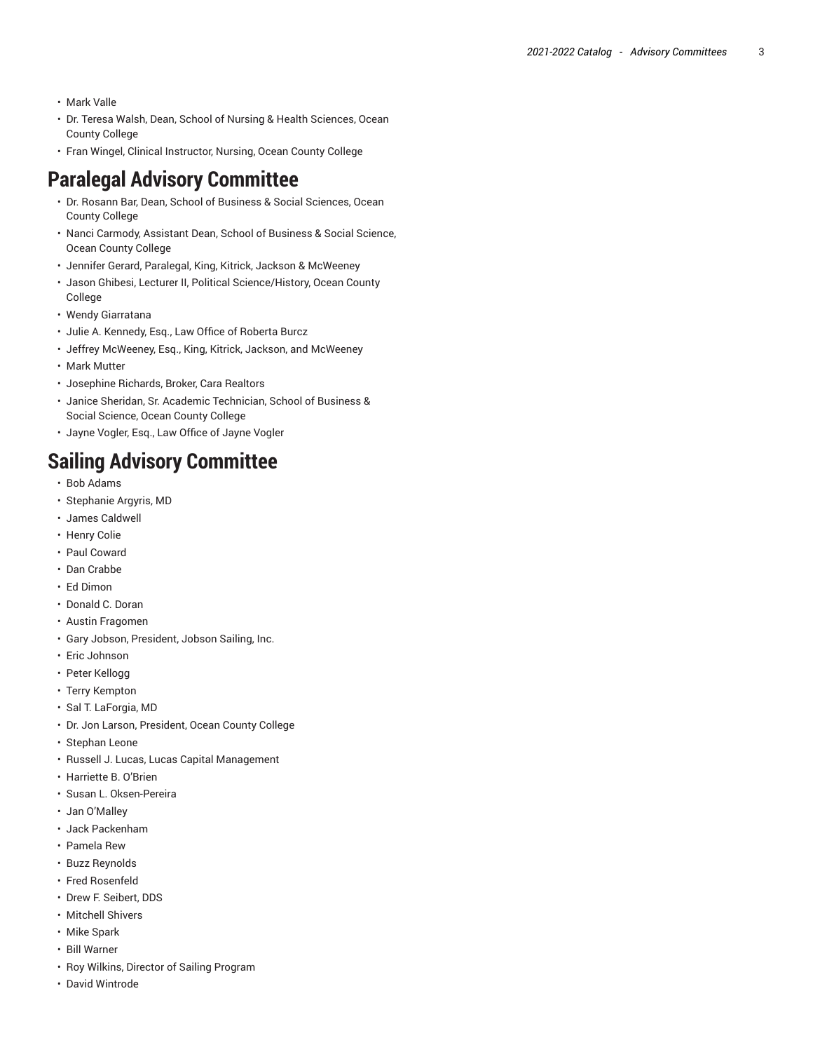- Mark Valle
- Dr. Teresa Walsh, Dean, School of Nursing & Health Sciences, Ocean County College
- Fran Wingel, Clinical Instructor, Nursing, Ocean County College

## Paralegal Advisory Committee

- Dr. Rosann Bar, Dean, School of Business & Social Sciences, Ocean County College
- Nanci Carmody, Assistant Dean, School of Business & Social Science, Ocean County College
- Jennifer Gerard, Paralegal, King, Kitrick, Jackson & McWeeney
- Jason Ghibesi, Lecturer II, Political Science/History, Ocean County College
- Wendy Giarratana
- Julie A. Kennedy, Esq., Law Office of Roberta Burcz
- Jeffrey McWeeney, Esq., King, Kitrick, Jackson, and McWeeney
- Mark Mutter
- Josephine Richards, Broker, Cara Realtors
- Janice Sheridan, Sr. Academic Technician, School of Business & Social Science, Ocean County College
- Jayne Vogler, Esq., Law Office of Jayne Vogler

## Sailing Advisory Committee

- Bob Adams
- Stephanie Argyris, MD
- James Caldwell
- Henry Colie
- Paul Coward
- Dan Crabbe
- Ed Dimon
- Donald C. Doran
- Austin Fragomen
- Gary Jobson, President, Jobson Sailing, Inc.
- Eric Johnson
- Peter Kellogg
- Terry Kempton
- Sal T. LaForgia, MD
- Dr. Jon Larson, President, Ocean County College
- Stephan Leone
- Russell J. Lucas, Lucas Capital Management
- Harriette B. O'Brien
- Susan L. Oksen-Pereira
- Jan O'Malley
- Jack Packenham
- Pamela Rew
- Buzz Reynolds
- Fred Rosenfeld
- Drew F. Seibert, DDS
- Mitchell Shivers
- Mike Spark
- Bill Warner
- Roy Wilkins, Director of Sailing Program
- David Wintrode